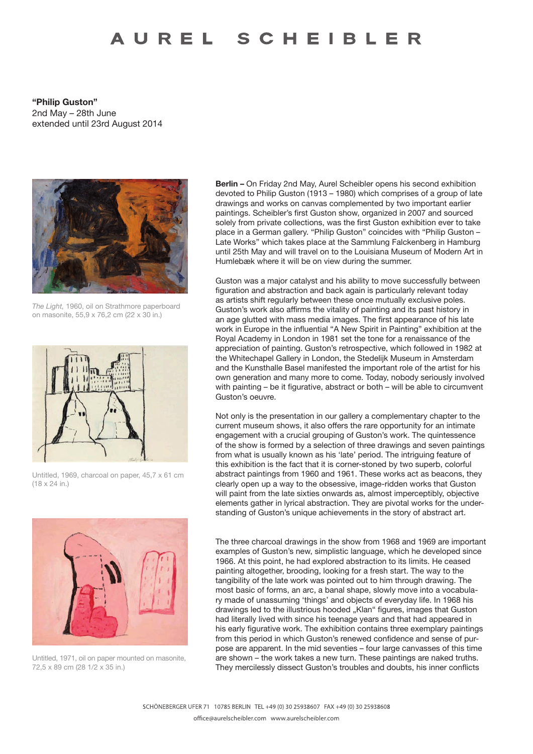# AUREL SCHEIBLER

**"Philip Guston"**
2nd May – 28th June
extended until 23rd August 2014

*The Light,* 1960, oil on Strathmore paperboard on masonite, 55,9 x 76,2 cm (22 x 30 in.)

Untitled, 1969, charcoal on paper, 45,7 x 61 cm (18 x 24 in.)

Untitled, 1971, oil on paper mounted on masonite, 72,5 x 89 cm (28 1/2 x 35 in.)

**Berlin –** On Friday 2nd May, Aurel Scheibler opens his second exhibition devoted to Philip Guston (1913 – 1980) which comprises of a group of late drawings and works on canvas complemented by two important earlier paintings. Scheibler's first Guston show, organized in 2007 and sourced solely from private collections, was the first Guston exhibition ever to take place in a German gallery. "Philip Guston" coincides with "Philip Guston – Late Works" which takes place at the Sammlung Falckenberg in Hamburg until 25th May and will travel on to the Louisiana Museum of Modern Art in Humlebæk where it will be on view during the summer.

Guston was a major catalyst and his ability to move successfully between figuration and abstraction and back again is particularly relevant today as artists shift regularly between these once mutually exclusive poles. Guston's work also affirms the vitality of painting and its past history in an age glutted with mass media images. The first appearance of his late work in Europe in the influential "A New Spirit in Painting" exhibition at the Royal Academy in London in 1981 set the tone for a renaissance of the appreciation of painting. Guston's retrospective, which followed in 1982 at the Whitechapel Gallery in London, the Stedelijk Museum in Amsterdam and the Kunsthalle Basel manifested the important role of the artist for his own generation and many more to come. Today, nobody seriously involved with painting – be it figurative, abstract or both – will be able to circumvent Guston's oeuvre.

Not only is the presentation in our gallery a complementary chapter to the current museum shows, it also offers the rare opportunity for an intimate engagement with a crucial grouping of Guston's work. The quintessence of the show is formed by a selection of three drawings and seven paintings from what is usually known as his 'late' period. The intriguing feature of this exhibition is the fact that it is corner-stoned by two superb, colorful abstract paintings from 1960 and 1961. These works act as beacons, they clearly open up a way to the obsessive, image-ridden works that Guston will paint from the late sixties onwards as, almost imperceptibly, objective elements gather in lyrical abstraction. They are pivotal works for the understanding of Guston's unique achievements in the story of abstract art.

The three charcoal drawings in the show from 1968 and 1969 are important examples of Guston's new, simplistic language, which he developed since 1966. At this point, he had explored abstraction to its limits. He ceased painting altogether, brooding, looking for a fresh start. The way to the tangibility of the late work was pointed out to him through drawing. The most basic of forms, an arc, a banal shape, slowly move into a vocabulary made of unassuming 'things' and objects of everyday life. In 1968 his drawings led to the illustrious hooded „Klan" figures, images that Guston had literally lived with since his teenage years and that had appeared in his early figurative work. The exhibition contains three exemplary paintings from this period in which Guston's renewed confidence and sense of purpose are apparent. In the mid seventies – four large canvasses of this time are shown – the work takes a new turn. These paintings are naked truths. They mercilessly dissect Guston's troubles and doubts, his inner conflicts

SCHÖNEBERGER UFER 71 10785 BERLIN TEL +49 (0) 30 25938607 FAX +49 (0) 30 25938608
office@aurelscheibler.com www.aurelscheibler.com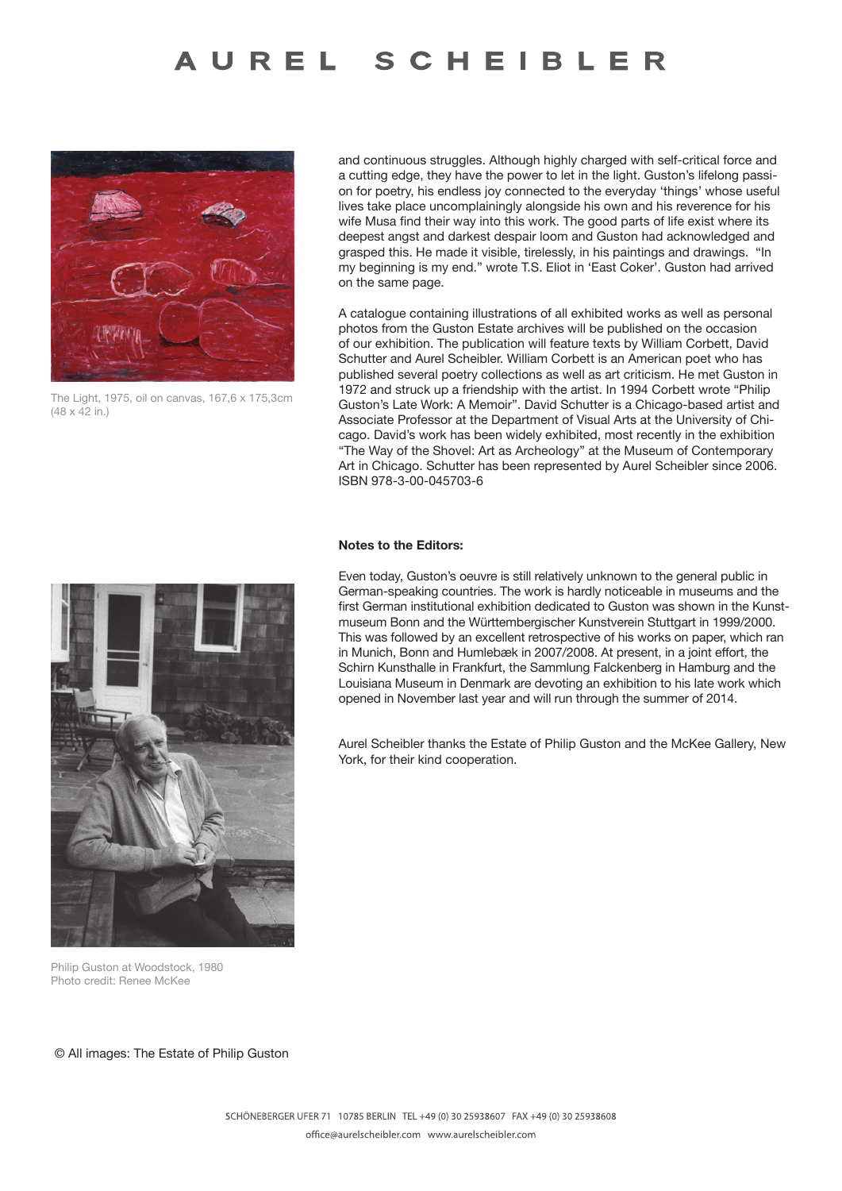and continuous struggles. Although highly charged with self-critical force and a cutting edge, they have the power to let in the light. Guston's lifelong passion for poetry, his endless joy connected to the everyday 'things' whose useful lives take place uncomplainingly alongside his own and his reverence for his wife Musa find their way into this work. The good parts of life exist where its deepest angst and darkest despair loom and Guston had acknowledged and grasped this. He made it visible, tirelessly, in his paintings and drawings. "In my beginning is my end." wrote T.S. Eliot in 'East Coker'. Guston had arrived on the same page.

A catalogue containing illustrations of all exhibited works as well as personal photos from the Guston Estate archives will be published on the occasion of our exhibition. The publication will feature texts by William Corbett, David Schutter and Aurel Scheibler. William Corbett is an American poet who has published several poetry collections as well as art criticism. He met Guston in 1972 and struck up a friendship with the artist. In 1994 Corbett wrote "Philip Guston's Late Work: A Memoir". David Schutter is a Chicago-based artist and Associate Professor at the Department of Visual Arts at the University of Chicago. David's work has been widely exhibited, most recently in the exhibition "The Way of the Shovel: Art as Archeology" at the Museum of Contemporary Art in Chicago. Schutter has been represented by Aurel Scheibler since 2006. ISBN 978-3-00-045703-6

The Light, 1975, oil on canvas, 167,6 x 175,3cm (48 x 42 in.)

**Notes to the Editors:**

Even today, Guston's oeuvre is still relatively unknown to the general public in German-speaking countries. The work is hardly noticeable in museums and the first German institutional exhibition dedicated to Guston was shown in the Kunstmuseum Bonn and the Württembergischer Kunstverein Stuttgart in 1999/2000. This was followed by an excellent retrospective of his works on paper, which ran in Munich, Bonn and Humlebæk in 2007/2008. At present, in a joint effort, the Schirn Kunsthalle in Frankfurt, the Sammlung Falckenberg in Hamburg and the Louisiana Museum in Denmark are devoting an exhibition to his late work which opened in November last year and will run through the summer of 2014.

Aurel Scheibler thanks the Estate of Philip Guston and the McKee Gallery, New York, for their kind cooperation.

Philip Guston at Woodstock, 1980
Photo credit: Renee McKee

© All images: The Estate of Philip Guston